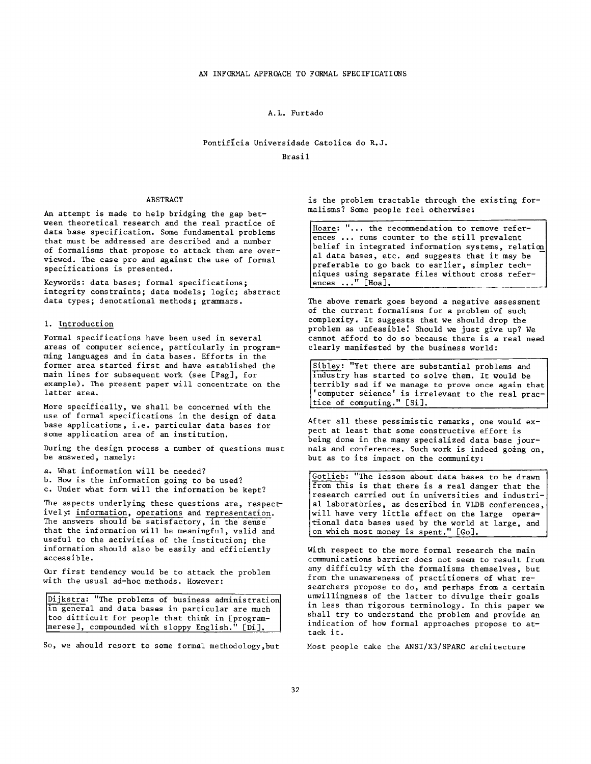# AN INFORMAL APPROACH TO FORMAL SPECIFICATIONS

A.L. Furtado

Pontifícia Universidade Catolica do R.J.

Brasil

## ABSTRACT

An attempt is made to help bridging the gap between theoretical research and the real practice of data base specification. Some fundamental problems that must be addressed are described and a number of formalisms that propose to attack them are overviewed. The case pro and against the use of formal specifications is presented.

Keywords: data bases; formal specifications; integrity constraints; data models; logic; abstract data types; denotational methods; grammars.

## 1. Introduction

Formal specifications have been used in several areas of computer science, particularly in programming languages and in data bases. Efforts in the former area started first and have established the main lines for subsequent work (see [Pag], for example). The present paper will concentrate on the latter area.

More specifically, we shall be concerned with the use of formal specifications in the design of data base applications, i.e. particular data bases for some application area of an institution.

During the design process a number of questions must be answered, namely:

a. What information will be needed?
b. How is the information going to be used?
c. Under what form will the information be kept?

The aspects underlying these questions are, respectively: information, operations and representation. The answers should be satisfactory, in the sense that the information will be meaningful, valid and useful to the activities of the institution; the information should also be easily and efficiently accessible.

Our first tendency would be to attack the problem with the usual ad-hoc methods. However:

> Dijkstra: "The problems of business administration in general and data bases in particular are much too difficult for people that think in [programmerese], compounded with sloppy English." [Di].

So, we ahould resort to some formal methodology, but is the problem tractable through the existing formalisms? Some people feel otherwise:

> Hoare: "... the recommendation to remove references ... runs counter to the still prevalent belief in integrated information systems, relational data bases, etc. and suggests that it may be preferable to go back to earlier, simpler techniques using separate files without cross references ..." [Hoa].

The above remark goes beyond a negative assessment of the current formalisms for a problem of such complexity. It suggests that we should drop the problem as unfeasible! Should we just give up? We cannot afford to do so because there is a real need clearly manifested by the business world:

> Sibley: "Yet there are substantial problems and industry has started to solve them. It would be terribly sad if we manage to prove once again that 'computer science' is irrelevant to the real practice of computing." [Si].

After all these pessimistic remarks, one would expect at least that some constructive effort is being done in the many specialized data base journals and conferences. Such work is indeed going on, but as to its impact on the community:

> Gotlieb: "The lesson about data bases to be drawn from this is that there is a real danger that the research carried out in universities and industrial laboratories, as described in VLDB conferences, will have very little effect on the large operational data bases used by the world at large, and on which most money is spent." [Go].

With respect to the more formal research the main communications barrier does not seem to result from any difficulty with the formalisms themselves, but from the unawareness of practitioners of what researchers propose to do, and perhaps from a certain unwillingness of the latter to divulge their goals in less than rigorous terminology. In this paper we shall try to understand the problem and provide an indication of how formal approaches propose to attack it.

Most people take the ANSI/X3/SPARC architecture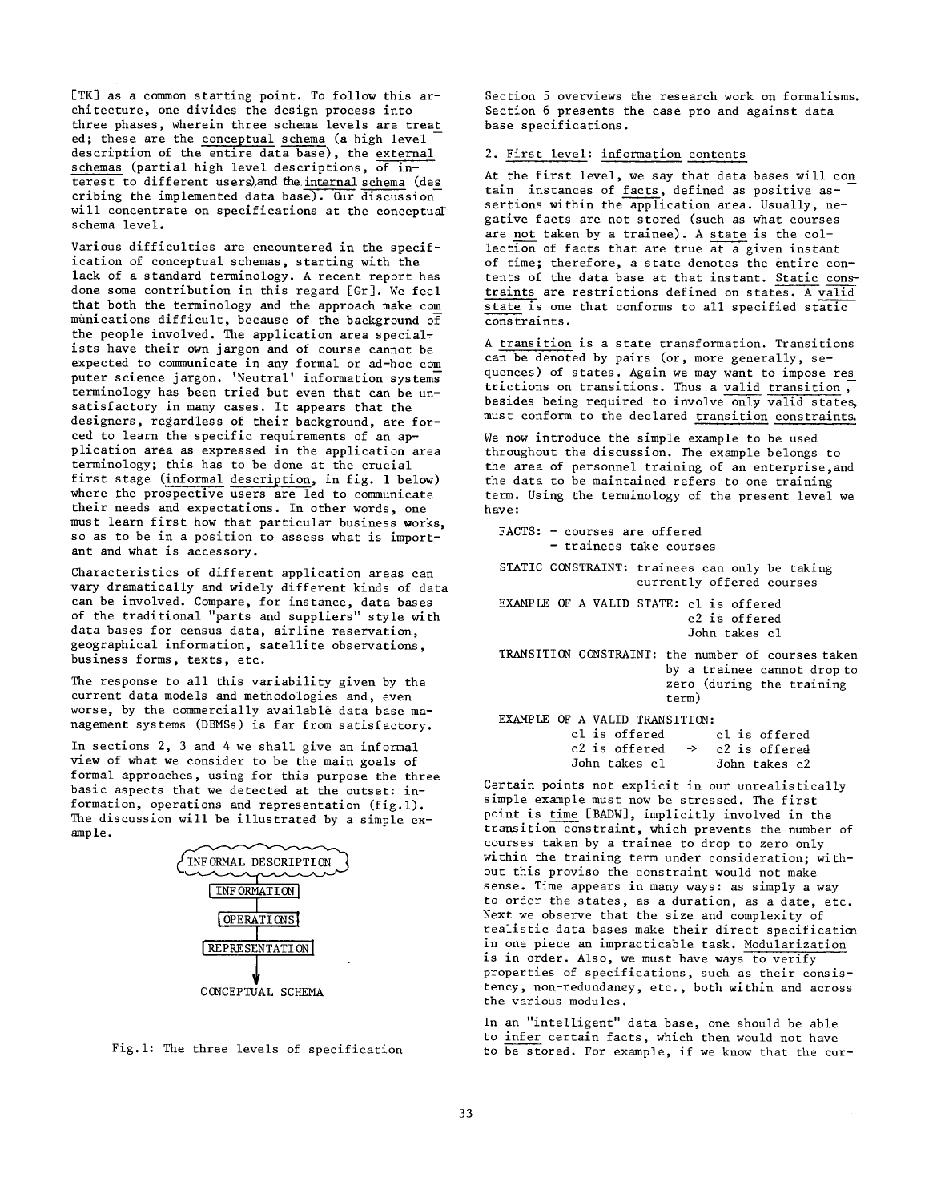[TK] as a common starting point. To follow this architecture, one divides the design process into three phases, wherein three schema levels are treated; these are the conceptual schema (a high level description of the entire data base), the external schemas (partial high level descriptions, of interest to different users),and the internal schema (describing the implemented data base). Our discussion will concentrate on specifications at the conceptual schema level.

Various difficulties are encountered in the specification of conceptual schemas, starting with the lack of a standard terminology. A recent report has done some contribution in this regard [Gr]. We feel that both the terminology and the approach make communications difficult, because of the background of the people involved. The application area specialists have their own jargon and of course cannot be expected to communicate in any formal or ad-hoc computer science jargon. 'Neutral' information systems terminology has been tried but even that can be unsatisfactory in many cases. It appears that the designers, regardless of their background, are forced to learn the specific requirements of an application area as expressed in the application area terminology; this has to be done at the crucial first stage (informal description, in fig. 1 below) where the prospective users are led to communicate their needs and expectations. In other words, one must learn first how that particular business works, so as to be in a position to assess what is important and what is accessory.

Characteristics of different application areas can vary dramatically and widely different kinds of data can be involved. Compare, for instance, data bases of the traditional "parts and suppliers" style with data bases for census data, airline reservation, geographical information, satellite observations, business forms, texts, etc.

The response to all this variability given by the current data models and methodologies and, even worse, by the commercially available data base management systems (DBMSs) is far from satisfactory.

In sections 2, 3 and 4 we shall give an informal view of what we consider to be the main goals of formal approaches, using for this purpose the three basic aspects that we detected at the outset: information, operations and representation (fig.1). The discussion will be illustrated by a simple example.

```
INFORMAL DESCRIPTION
        |
   INFORMATION
        |
   OPERATIONS
        |
 REPRESENTATION
        |
        v
CONCEPTUAL SCHEMA
```

Fig.1: The three levels of specification

Section 5 overviews the research work on formalisms. Section 6 presents the case pro and against data base specifications.

## 2. First level: information contents

At the first level, we say that data bases will contain instances of facts, defined as positive assertions within the application area. Usually, negative facts are not stored (such as what courses are not taken by a trainee). A state is the collection of facts that are true at a given instant of time; therefore, a state denotes the entire contents of the data base at that instant. Static constraints are restrictions defined on states. A valid state is one that conforms to all specified static constraints.

A transition is a state transformation. Transitions can be denoted by pairs (or, more generally, sequences) of states. Again we may want to impose restrictions on transitions. Thus a valid transition, besides being required to involve only valid states, must conform to the declared transition constraints.

We now introduce the simple example to be used throughout the discussion. The example belongs to the area of personnel training of an enterprise,and the data to be maintained refers to one training term. Using the terminology of the present level we have:

```
FACTS: - courses are offered
       - trainees take courses

STATIC CONSTRAINT: trainees can only be taking
                   currently offered courses

EXAMPLE OF A VALID STATE: c1 is offered
                          c2 is offered
                          John takes c1

TRANSITION CONSTRAINT: the number of courses taken
                       by a trainee cannot drop to
                       zero (during the training
                       term)

EXAMPLE OF A VALID TRANSITION:
        c1 is offered        c1 is offered
        c2 is offered   ->   c2 is offered
        John takes c1        John takes c2
```

Certain points not explicit in our unrealistically simple example must now be stressed. The first point is time [BADW], implicitly involved in the transition constraint, which prevents the number of courses taken by a trainee to drop to zero only within the training term under consideration; without this proviso the constraint would not make sense. Time appears in many ways: as simply a way to order the states, as a duration, as a date, etc. Next we observe that the size and complexity of realistic data bases make their direct specification in one piece an impracticable task. Modularization is in order. Also, we must have ways to verify properties of specifications, such as their consistency, non-redundancy, etc., both within and across the various modules.

In an "intelligent" data base, one should be able to infer certain facts, which then would not have to be stored. For example, if we know that the cur-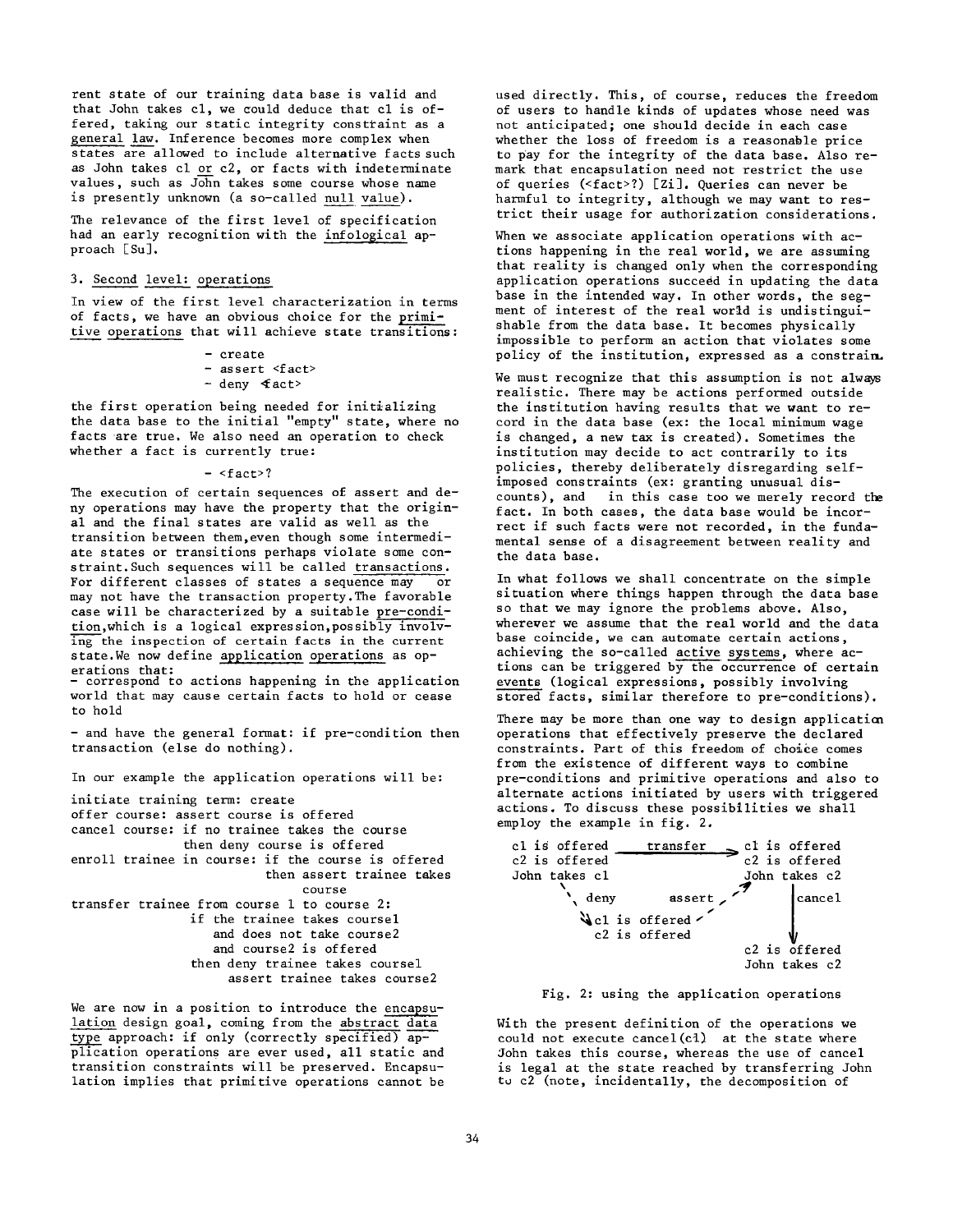rent state of our training data base is valid and that John takes c1, we could deduce that c1 is offered, taking our static integrity constraint as a general law. Inference becomes more complex when states are allowed to include alternative facts such as John takes c1 or c2, or facts with indeterminate values, such as John takes some course whose name is presently unknown (a so-called null value).

The relevance of the first level of specification had an early recognition with the infological approach [Su].

## 3. Second level: operations

In view of the first level characterization in terms of facts, we have an obvious choice for the primitive operations that will achieve state transitions:

- create
- assert <fact>
- deny <fact>

the first operation being needed for initializing the data base to the initial "empty" state, where no facts are true. We also need an operation to check whether a fact is currently true:

- <fact>?

The execution of certain sequences of assert and deny operations may have the property that the original and the final states are valid as well as the transition between them, even though some intermediate states or transitions perhaps violate some constraint. Such sequences will be called transactions. For different classes of states a sequence may or may not have the transaction property. The favorable case will be characterized by a suitable pre-condition, which is a logical expression, possibly involving the inspection of certain facts in the current state. We now define application operations as operations that:

- correspond to actions happening in the application world that may cause certain facts to hold or cease to hold
- and have the general format: if pre-condition then transaction (else do nothing).

In our example the application operations will be:

```
initiate training term: create
offer course: assert course is offered
cancel course: if no trainee takes the course
               then deny course is offered
enroll trainee in course: if the course is offered
                          then assert trainee takes
                               course
transfer trainee from course 1 to course 2:
               if the trainee takes course1
                  and does not take course2
                  and course2 is offered
               then deny trainee takes course1
                    assert trainee takes course2
```

We are now in a position to introduce the encapsulation design goal, coming from the abstract data type approach: if only (correctly specified) application operations are ever used, all static and transition constraints will be preserved. Encapsulation implies that primitive operations cannot be used directly. This, of course, reduces the freedom of users to handle kinds of updates whose need was not anticipated; one should decide in each case whether the loss of freedom is a reasonable price to pay for the integrity of the data base. Also remark that encapsulation need not restrict the use of queries (<fact>?) [Zi]. Queries can never be harmful to integrity, although we may want to restrict their usage for authorization considerations.

When we associate application operations with actions happening in the real world, we are assuming that reality is changed only when the corresponding application operations succeed in updating the data base in the intended way. In other words, the segment of interest of the real world is undistinguishable from the data base. It becomes physically impossible to perform an action that violates some policy of the institution, expressed as a constraint.

We must recognize that this assumption is not always realistic. There may be actions performed outside the institution having results that we want to record in the data base (ex: the local minimum wage is changed, a new tax is created). Sometimes the institution may decide to act contrarily to its policies, thereby deliberately disregarding self-imposed constraints (ex: granting unusual discounts), and in this case too we merely record the fact. In both cases, the data base would be incorrect if such facts were not recorded, in the fundamental sense of a disagreement between reality and the data base.

In what follows we shall concentrate on the simple situation where things happen through the data base so that we may ignore the problems above. Also, wherever we assume that the real world and the data base coincide, we can automate certain actions, achieving the so-called active systems, where actions can be triggered by the occurrence of certain events (logical expressions, possibly involving stored facts, similar therefore to pre-conditions).

There may be more than one way to design application operations that effectively preserve the declared constraints. Part of this freedom of choice comes from the existence of different ways to combine pre-conditions and primitive operations and also to alternate actions initiated by users with triggered actions. To discuss these possibilities we shall employ the example in fig. 2.

```
c1 is offered    transfer     c1 is offered
c2 is offered  ----------->   c2 is offered
John takes c1                 John takes c2
      \                       ^       |
       \ deny       assert   /        | cancel
        v                   /         v
        c1 is offered ------          
        c2 is offered             c2 is offered
                                  John takes c2
```

Fig. 2: using the application operations

With the present definition of the operations we could not execute cancel(c1) at the state where John takes this course, whereas the use of cancel is legal at the state reached by transferring John to c2 (note, incidentally, the decomposition of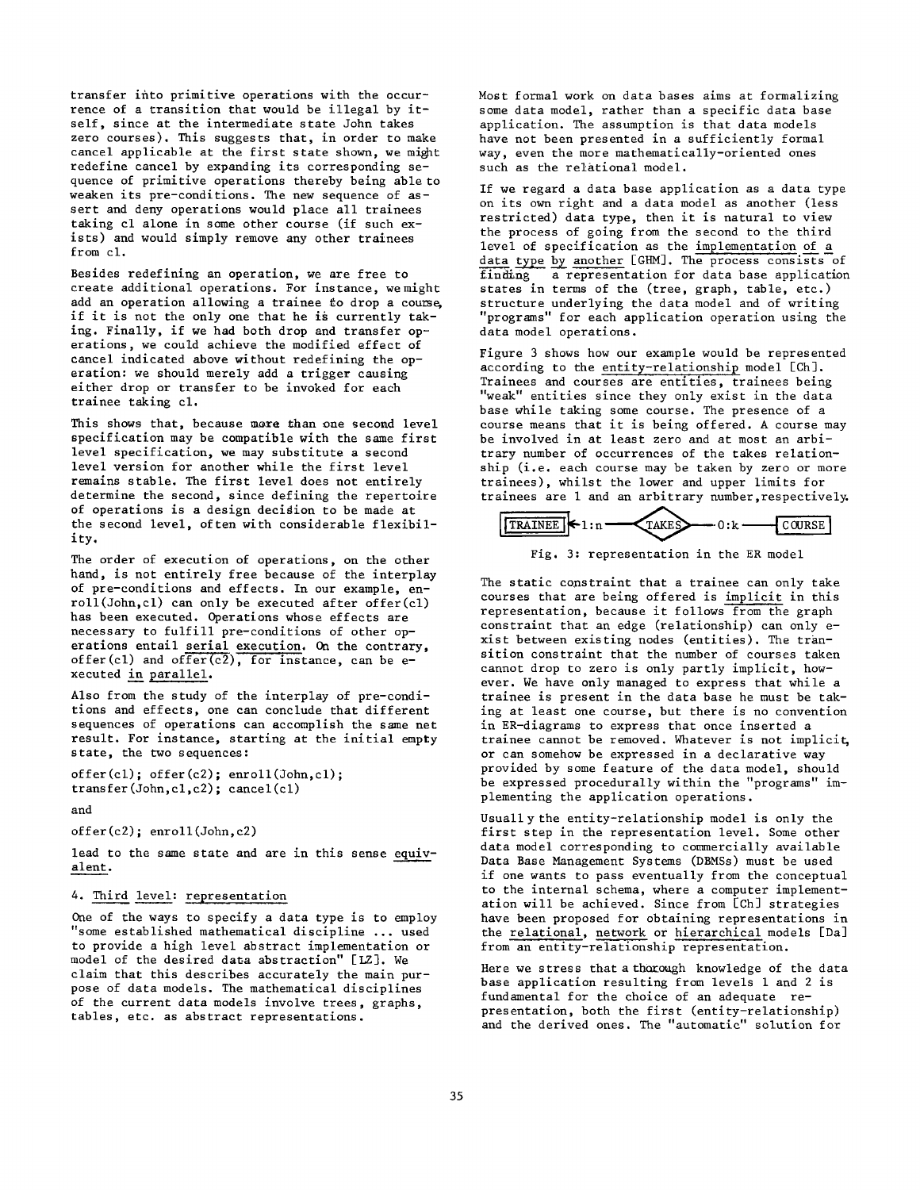transfer into primitive operations with the occurrence of a transition that would be illegal by itself, since at the intermediate state John takes zero courses). This suggests that, in order to make cancel applicable at the first state shown, we might redefine cancel by expanding its corresponding sequence of primitive operations thereby being able to weaken its pre-conditions. The new sequence of assert and deny operations would place all trainees taking c1 alone in some other course (if such exists) and would simply remove any other trainees from c1.

Besides redefining an operation, we are free to create additional operations. For instance, we might add an operation allowing a trainee to drop a course, if it is not the only one that he is currently taking. Finally, if we had both drop and transfer operations, we could achieve the modified effect of cancel indicated above without redefining the operation: we should merely add a trigger causing either drop or transfer to be invoked for each trainee taking c1.

This shows that, because more than one second level specification may be compatible with the same first level specification, we may substitute a second level version for another while the first level remains stable. The first level does not entirely determine the second, since defining the repertoire of operations is a design decision to be made at the second level, often with considerable flexibility.

The order of execution of operations, on the other hand, is not entirely free because of the interplay of pre-conditions and effects. In our example, enroll(John,c1) can only be executed after offer(c1) has been executed. Operations whose effects are necessary to fulfill pre-conditions of other operations entail serial execution. On the contrary, offer(c1) and offer(c2), for instance, can be executed in parallel.

Also from the study of the interplay of pre-conditions and effects, one can conclude that different sequences of operations can accomplish the same net result. For instance, starting at the initial empty state, the two sequences:

```
offer(c1); offer(c2); enroll(John,c1);
transfer(John,c1,c2); cancel(c1)
```

and

```
offer(c2); enroll(John,c2)
```

lead to the same state and are in this sense equivalent.

## 4. Third level: representation

One of the ways to specify a data type is to employ "some established mathematical discipline ... used to provide a high level abstract implementation or model of the desired data abstraction" [LZ]. We claim that this describes accurately the main purpose of data models. The mathematical disciplines of the current data models involve trees, graphs, tables, etc. as abstract representations.

Most formal work on data bases aims at formalizing some data model, rather than a specific data base application. The assumption is that data models have not been presented in a sufficiently formal way, even the more mathematically-oriented ones such as the relational model.

If we regard a data base application as a data type on its own right and a data model as another (less restricted) data type, then it is natural to view the process of going from the second to the third level of specification as the implementation of a data type by another [GHM]. The process consists of finding a representation for data base application states in terms of the (tree, graph, table, etc.) structure underlying the data model and of writing "programs" for each application operation using the data model operations.

Figure 3 shows how our example would be represented according to the entity-relationship model [Ch]. Trainees and courses are entities, trainees being "weak" entities since they only exist in the data base while taking some course. The presence of a course means that it is being offered. A course may be involved in at least zero and at most an arbitrary number of occurrences of the takes relationship (i.e. each course may be taken by zero or more trainees), whilst the lower and upper limits for trainees are 1 and an arbitrary number, respectively.

TRAINEE ← 1:n — TAKES — 0:k — COURSE

Fig. 3: representation in the ER model

The static constraint that a trainee can only take courses that are being offered is implicit in this representation, because it follows from the graph constraint that an edge (relationship) can only exist between existing nodes (entities). The transition constraint that the number of courses taken cannot drop to zero is only partly implicit, however. We have only managed to express that while a trainee is present in the data base he must be taking at least one course, but there is no convention in ER-diagrams to express that once inserted a trainee cannot be removed. Whatever is not implicit, or can somehow be expressed in a declarative way provided by some feature of the data model, should be expressed procedurally within the "programs" implementing the application operations.

Usually the entity-relationship model is only the first step in the representation level. Some other data model corresponding to commercially available Data Base Management Systems (DBMSs) must be used if one wants to pass eventually from the conceptual to the internal schema, where a computer implementation will be achieved. Since from [Ch] strategies have been proposed for obtaining representations in the relational, network or hierarchical models [Da] from an entity-relationship representation.

Here we stress that a thorough knowledge of the data base application resulting from levels 1 and 2 is fundamental for the choice of an adequate representation, both the first (entity-relationship) and the derived ones. The "automatic" solution for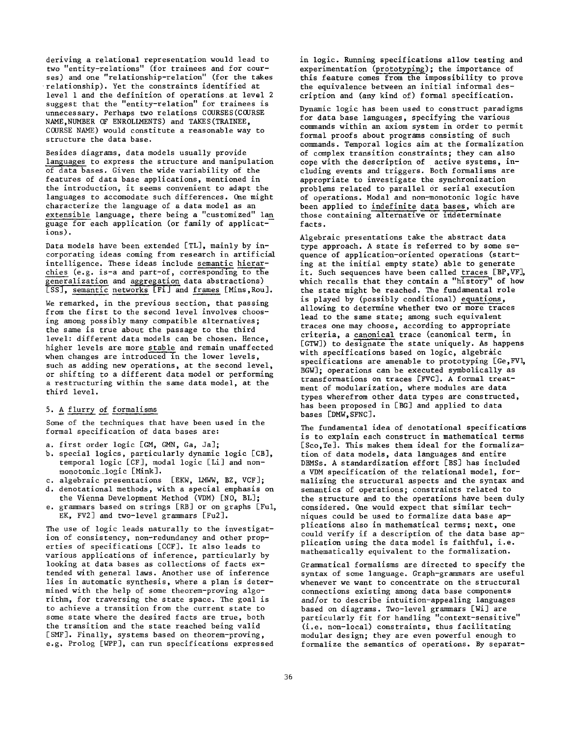deriving a relational representation would lead to two "entity-relations" (for trainees and for courses) and one "relationship-relation" (for the takes relationship). Yet the constraints identified at level 1 and the definition of operations at level 2 suggest that the "entity-relation" for trainees is unnecessary. Perhaps two relations COURSES(COURSE NAME,NUMBER OF ENROLLMENTS) and TAKES(TRAINEE, COURSE NAME) would constitute a reasonable way to structure the data base.

Besides diagrams, data models usually provide languages to express the structure and manipulation of data bases. Given the wide variability of the features of data base applications, mentioned in the introduction, it seems convenient to adapt the languages to accomodate such differences. One might characterize the language of a data model as an extensible language, there being a "customized" language for each application (or family of applications).

Data models have been extended [TL], mainly by incorporating ideas coming from research in artificial intelligence. These ideas include semantic hierarchies (e.g. is-a and part-of, corresponding to the generalization and aggregation data abstractions) [SS], semantic networks [Fi] and frames [Mins,Rou].

We remarked, in the previous section, that passing from the first to the second level involves choosing among possibly many compatible alternatives; the same is true about the passage to the third level: different data models can be chosen. Hence, higher levels are more stable and remain unaffected when changes are introduced in the lower levels, such as adding new operations, at the second level, or shifting to a different data model or performing a restructuring within the same data model, at the third level.

## 5. A flurry of formalisms

Some of the techniques that have been used in the formal specification of data bases are:

a. first order logic [GM, GMN, Ga, Ja];
b. special logics, particularly dynamic logic [CB], temporal logic [CF], modal logic [Li] and non-monotonic logic [Mink].
c. algebraic presentations [EKW, LMWW, BZ, VCF];
d. denotational methods, with a special emphasis on the Vienna Development Method (VDM) [NO, BL];
e. grammars based on strings [RB] or on graphs [Fu1, EK, FV2] and two-level grammars [Fu2].

The use of logic leads naturally to the investigation of consistency, non-redundancy and other properties of specifications [CCF]. It also leads to various applications of inference, particularly by looking at data bases as collections of facts extended with general laws. Another use of inference lies in automatic synthesis, where a plan is determined with the help of some theorem-proving algorithm, for traversing the state space. The goal is to achieve a transition from the current state to some state where the desired facts are true, both the transition and the state reached being valid [SMF]. Finally, systems based on theorem-proving, e.g. Prolog [WPP], can run specifications expressed in logic. Running specifications allow testing and experimentation (prototyping); the importance of this feature comes from the impossibility to prove the equivalence between an initial informal description and (any kind of) formal specification.

Dynamic logic has been used to construct paradigms for data base languages, specifying the various commands within an axiom system in order to permit formal proofs about programs consisting of such commands. Temporal logics aim at the formalization of complex transition constraints; they can also cope with the description of active systems, including events and triggers. Both formalisms are appropriate to investigate the synchronization problems related to parallel or serial execution of operations. Modal and non-monotonic logic have been applied to indefinite data bases, which are those containing alternative or indeterminate facts.

Algebraic presentations take the abstract data type approach. A state is referred to by some sequence of application-oriented operations (starting at the initial empty state) able to generate it. Such sequences have been called traces [BP,VF], which recalls that they contain a "history" of how the state might be reached. The fundamental role is played by (possibly conditional) equations, allowing to determine whether two or more traces lead to the same state; among such equivalent traces one may choose, according to appropriate criteria, a canonical trace (canonical term, in [GTW]) to designate the state uniquely. As happens with specifications based on logic, algebraic specifications are amenable to prototyping [Ge,FV1, BGW]; operations can be executed symbolically as transformations on traces [FVC]. A formal treatment of modularization, where modules are data types wherefrom other data types are constructed, has been proposed in [BG] and applied to data bases [DMW,SFNC].

The fundamental idea of denotational specifications is to explain each construct in mathematical terms [Sco,Te]. This makes them ideal for the formalization of data models, data languages and entire DBMSs. A standardization effort [BS] has included a VDM specification of the relational model, formalizing the structural aspects and the syntax and semantics of operations; constraints related to the structure and to the operations have been duly considered. One would expect that similar techniques could be used to formalize data base applications also in mathematical terms; next, one could verify if a description of the data base application using the data model is faithful, i.e. mathematically equivalent to the formalization.

Grammatical formalisms are directed to specify the syntax of some language. Graph-grammars are useful whenever we want to concentrate on the structural connections existing among data base components and/or to describe intuition-appealing languages based on diagrams. Two-level grammars [Wi] are particularly fit for handling "context-sensitive" (i.e. non-local) constraints, thus facilitating modular design; they are even powerful enough to formalize the semantics of operations. By separat-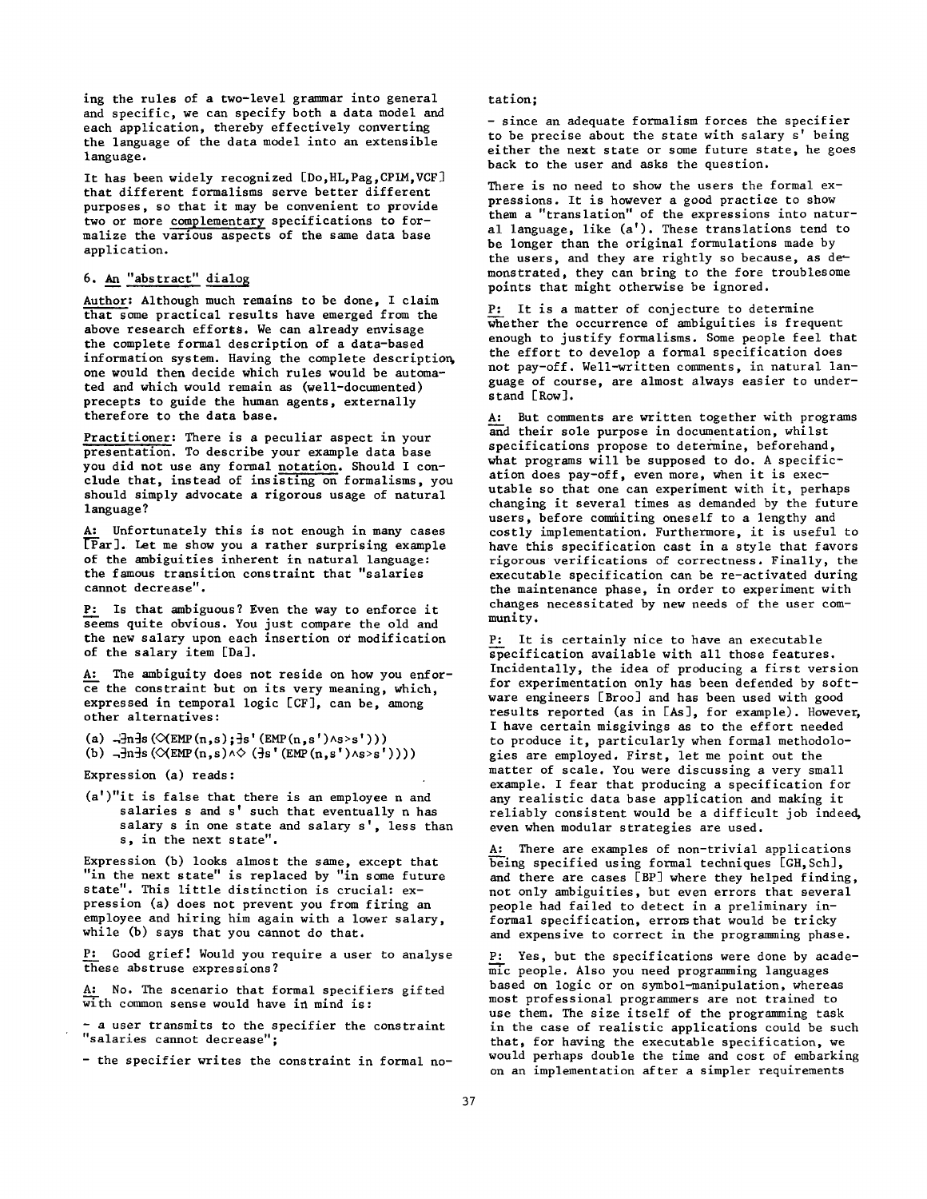ing the rules of a two-level grammar into general and specific, we can specify both a data model and each application, thereby effectively converting the language of the data model into an extensible language.

It has been widely recognized [Do,HL,Pag,CPIM,VCF] that different formalisms serve better different purposes, so that it may be convenient to provide two or more complementary specifications to formalize the various aspects of the same data base application.

## 6. An "abstract" dialog

Author: Although much remains to be done, I claim that some practical results have emerged from the above research efforts. We can already envisage the complete formal description of a data-based information system. Having the complete description, one would then decide which rules would be automated and which would remain as (well-documented) precepts to guide the human agents, externally therefore to the data base.

Practitioner: There is a peculiar aspect in your presentation. To describe your example data base you did not use any formal notation. Should I conclude that, instead of insisting on formalisms, you should simply advocate a rigorous usage of natural language?

A: Unfortunately this is not enough in many cases [Par]. Let me show you a rather surprising example of the ambiguities inherent in natural language: the famous transition constraint that "salaries cannot decrease".

P: Is that ambiguous? Even the way to enforce it seems quite obvious. You just compare the old and the new salary upon each insertion or modification of the salary item [Da].

A: The ambiguity does not reside on how you enforce the constraint but on its very meaning, which, expressed in temporal logic [CF], can be, among other alternatives:

(a) $\neg\exists n\exists s(\Diamond(EMP(n,s);\exists s'(EMP(n,s')\wedge s>s')))$
(b) $\neg\exists n\exists s(\Diamond(EMP(n,s)\wedge\Diamond(\exists s'(EMP(n,s')\wedge s>s'))))$

Expression (a) reads:

(a')"it is false that there is an employee n and salaries s and s' such that eventually n has salary s in one state and salary s', less than s, in the next state".

Expression (b) looks almost the same, except that "in the next state" is replaced by "in some future state". This little distinction is crucial: expression (a) does not prevent you from firing an employee and hiring him again with a lower salary, while (b) says that you cannot do that.

P: Good grief! Would you require a user to analyse these abstruse expressions?

A: No. The scenario that formal specifiers gifted with common sense would have in mind is:

- a user transmits to the specifier the constraint "salaries cannot decrease";
- the specifier writes the constraint in formal notation;
- since an adequate formalism forces the specifier to be precise about the state with salary s' being either the next state or some future state, he goes back to the user and asks the question.

There is no need to show the users the formal expressions. It is however a good practice to show them a "translation" of the expressions into natural language, like (a'). These translations tend to be longer than the original formulations made by the users, and they are rightly so because, as demonstrated, they can bring to the fore troublesome points that might otherwise be ignored.

P: It is a matter of conjecture to determine whether the occurrence of ambiguities is frequent enough to justify formalisms. Some people feel that the effort to develop a formal specification does not pay-off. Well-written comments, in natural language of course, are almost always easier to understand [Row].

A: But comments are written together with programs and their sole purpose in documentation, whilst specifications propose to determine, beforehand, what programs will be supposed to do. A specification does pay-off, even more, when it is executable so that one can experiment with it, perhaps changing it several times as demanded by the future users, before commiting oneself to a lengthy and costly implementation. Furthermore, it is useful to have this specification cast in a style that favors rigorous verifications of correctness. Finally, the executable specification can be re-activated during the maintenance phase, in order to experiment with changes necessitated by new needs of the user community.

P: It is certainly nice to have an executable specification available with all those features. Incidentally, the idea of producing a first version for experimentation only has been defended by software engineers [Broo] and has been used with good results reported (as in [As], for example). However, I have certain misgivings as to the effort needed to produce it, particularly when formal methodologies are employed. First, let me point out the matter of scale. You were discussing a very small example. I fear that producing a specification for any realistic data base application and making it reliably consistent would be a difficult job indeed, even when modular strategies are used.

A: There are examples of non-trivial applications being specified using formal techniques [GH,Sch], and there are cases [BP] where they helped finding, not only ambiguities, but even errors that several people had failed to detect in a preliminary informal specification, errors that would be tricky and expensive to correct in the programming phase.

P: Yes, but the specifications were done by academic people. Also you need programming languages based on logic or on symbol-manipulation, whereas most professional programmers are not trained to use them. The size itself of the programming task in the case of realistic applications could be such that, for having the executable specification, we would perhaps double the time and cost of embarking on an implementation after a simpler requirements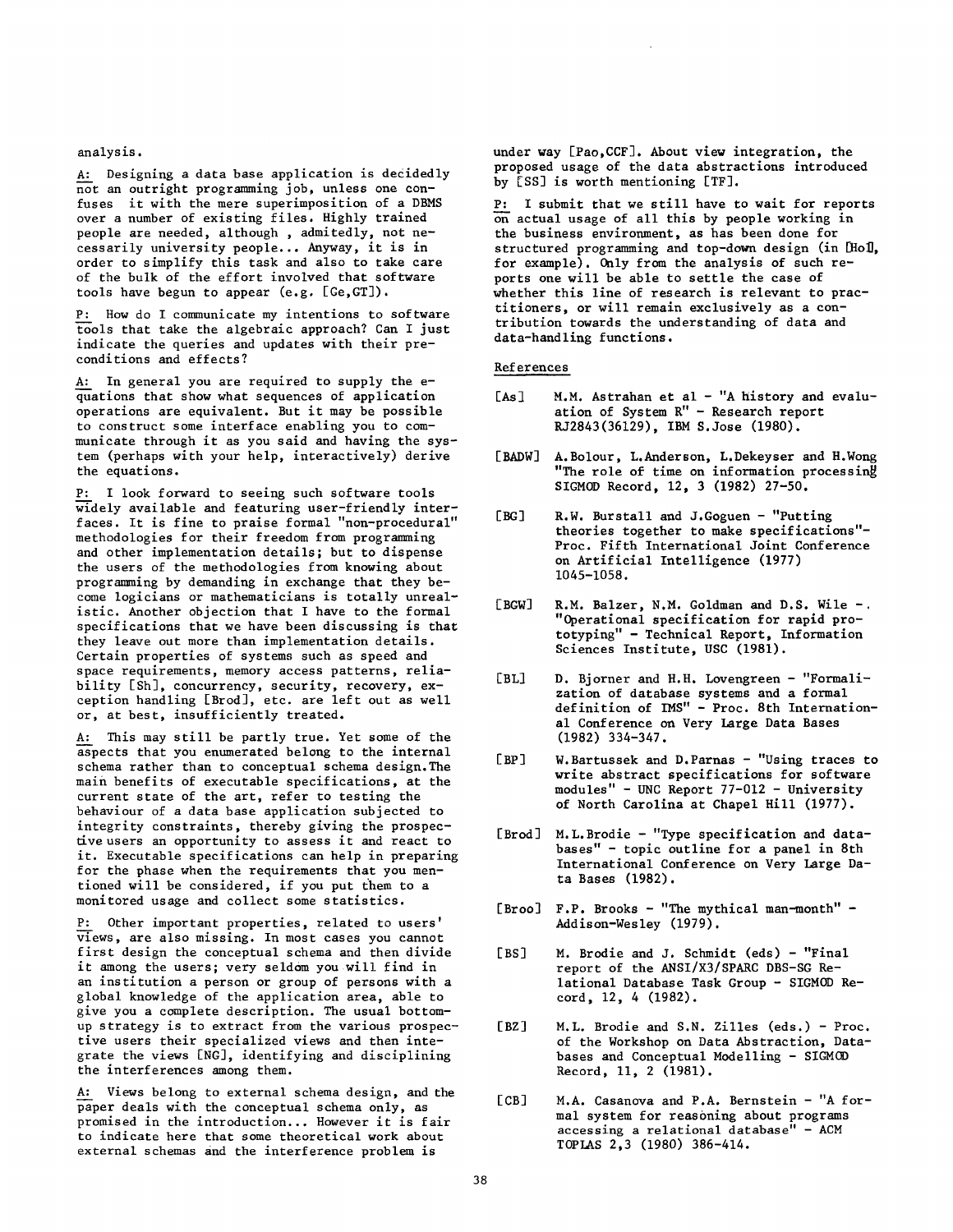analysis.

A: Designing a data base application is decidedly not an outright programming job, unless one confuses it with the mere superimposition of a DBMS over a number of existing files. Highly trained people are needed, although , admitedly, not necessarily university people... Anyway, it is in order to simplify this task and also to take care of the bulk of the effort involved that software tools have begun to appear (e.g. [Ge,GT]).

P: How do I communicate my intentions to software tools that take the algebraic approach? Can I just indicate the queries and updates with their preconditions and effects?

A: In general you are required to supply the equations that show what sequences of application operations are equivalent. But it may be possible to construct some interface enabling you to communicate through it as you said and having the system (perhaps with your help, interactively) derive the equations.

P: I look forward to seeing such software tools widely available and featuring user-friendly interfaces. It is fine to praise formal "non-procedural" methodologies for their freedom from programming and other implementation details; but to dispense the users of the methodologies from knowing about programming by demanding in exchange that they become logicians or mathematicians is totally unrealistic. Another objection that I have to the formal specifications that we have been discussing is that they leave out more than implementation details. Certain properties of systems such as speed and space requirements, memory access patterns, reliability [Sh], concurrency, security, recovery, exception handling [Brod], etc. are left out as well or, at best, insufficiently treated.

A: This may still be partly true. Yet some of the aspects that you enumerated belong to the internal schema rather than to conceptual schema design. The main benefits of executable specifications, at the current state of the art, refer to testing the behaviour of a data base application subjected to integrity constraints, thereby giving the prospective users an opportunity to assess it and react to it. Executable specifications can help in preparing for the phase when the requirements that you mentioned will be considered, if you put them to a monitored usage and collect some statistics.

P: Other important properties, related to users' views, are also missing. In most cases you cannot first design the conceptual schema and then divide it among the users; very seldom you will find in an institution a person or group of persons with a global knowledge of the application area, able to give you a complete description. The usual bottom-up strategy is to extract from the various prospective users their specialized views and then integrate the views [NG], identifying and disciplining the interferences among them.

A: Views belong to external schema design, and the paper deals with the conceptual schema only, as promised in the introduction... However it is fair to indicate here that some theoretical work about external schemas and the interference problem is under way [Pao,CCF]. About view integration, the proposed usage of the data abstractions introduced by [SS] is worth mentioning [TF].

P: I submit that we still have to wait for reports on actual usage of all this by people working in the business environment, as has been done for structured programming and top-down design (in [Hol], for example). Only from the analysis of such reports one will be able to settle the case of whether this line of research is relevant to practitioners, or will remain exclusively as a contribution towards the understanding of data and data-handling functions.

## References

[As] M.M. Astrahan et al - "A history and evaluation of System R" - Research report RJ2843(36129), IBM S.Jose (1980).

[BADW] A.Bolour, L.Anderson, L.Dekeyser and H.Wong "The role of time on information processing" SIGMOD Record, 12, 3 (1982) 27-50.

[BG] R.W. Burstall and J.Goguen - "Putting theories together to make specifications"- Proc. Fifth International Joint Conference on Artificial Intelligence (1977) 1045-1058.

[BGW] R.M. Balzer, N.M. Goldman and D.S. Wile - "Operational specification for rapid prototyping" - Technical Report, Information Sciences Institute, USC (1981).

[BL] D. Bjorner and H.H. Lovengreen - "Formalization of database systems and a formal definition of IMS" - Proc. 8th International Conference on Very Large Data Bases (1982) 334-347.

[BP] W.Bartussek and D.Parnas - "Using traces to write abstract specifications for software modules" - UNC Report 77-012 - University of North Carolina at Chapel Hill (1977).

[Brod] M.L.Brodie - "Type specification and databases" - topic outline for a panel in 8th International Conference on Very Large Data Bases (1982).

[Broo] F.P. Brooks - "The mythical man-month" - Addison-Wesley (1979).

[BS] M. Brodie and J. Schmidt (eds) - "Final report of the ANSI/X3/SPARC DBS-SG Relational Database Task Group - SIGMOD Record, 12, 4 (1982).

[BZ] M.L. Brodie and S.N. Zilles (eds.) - Proc. of the Workshop on Data Abstraction, Databases and Conceptual Modelling - SIGMOD Record, 11, 2 (1981).

[CB] M.A. Casanova and P.A. Bernstein - "A formal system for reasoning about programs accessing a relational database" - ACM TOPLAS 2,3 (1980) 386-414.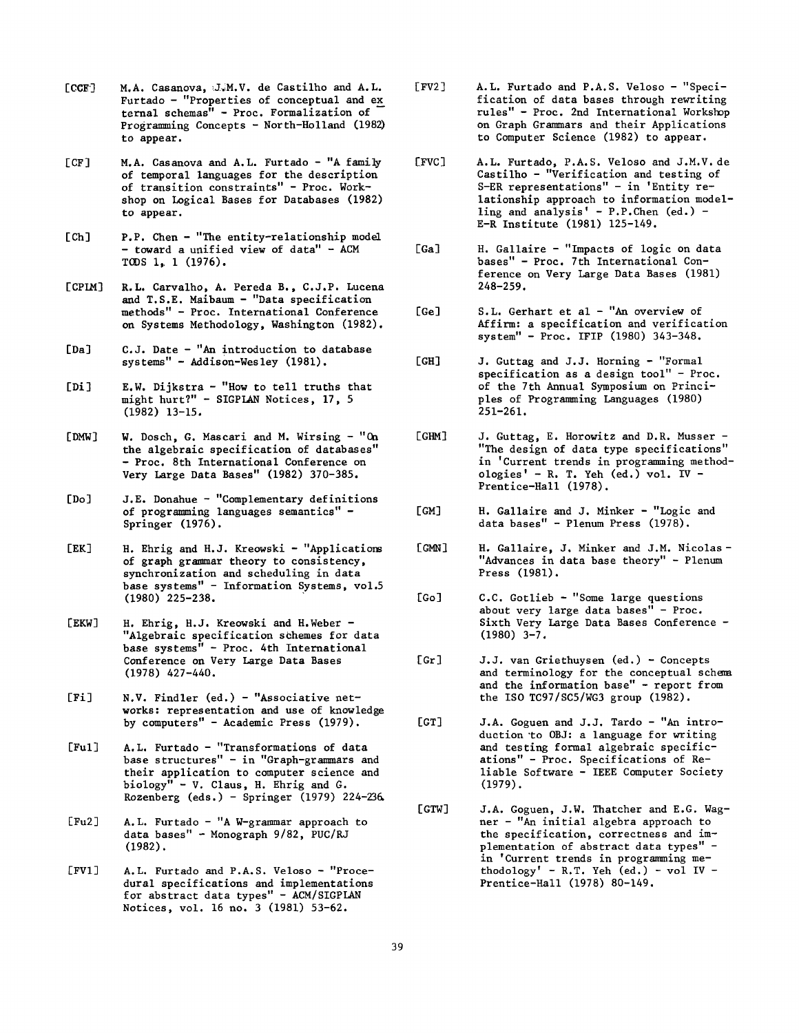[CCF] M.A. Casanova, J.M.V. de Castilho and A.L. Furtado - "Properties of conceptual and external schemas" - Proc. Formalization of Programming Concepts - North-Holland (1982) to appear.

[CF] M.A. Casanova and A.L. Furtado - "A family of temporal languages for the description of transition constraints" - Proc. Workshop on Logical Bases for Databases (1982) to appear.

[Ch] P.P. Chen - "The entity-relationship model - toward a unified view of data" - ACM TODS 1, 1 (1976).

[CPLM] R.L. Carvalho, A. Pereda B., C.J.P. Lucena and T.S.E. Maibaum - "Data specification methods" - Proc. International Conference on Systems Methodology, Washington (1982).

[Da] C.J. Date - "An introduction to database systems" - Addison-Wesley (1981).

[Di] E.W. Dijkstra - "How to tell truths that might hurt?" - SIGPLAN Notices, 17, 5 (1982) 13-15.

[DMW] W. Dosch, G. Mascari and M. Wirsing - "On the algebraic specification of databases" - Proc. 8th International Conference on Very Large Data Bases" (1982) 370-385.

[Do] J.E. Donahue - "Complementary definitions of programming languages semantics" - Springer (1976).

[EK] H. Ehrig and H.J. Kreowski - "Applications of graph grammar theory to consistency, synchronization and scheduling in data base systems" - Information Systems, vol.5 (1980) 225-238.

[EKW] H. Ehrig, H.J. Kreowski and H.Weber - "Algebraic specification schemes for data base systems" - Proc. 4th International Conference on Very Large Data Bases (1978) 427-440.

[Fi] N.V. Findler (ed.) - "Associative networks: representation and use of knowledge by computers" - Academic Press (1979).

[Fu1] A.L. Furtado - "Transformations of data base structures" - in "Graph-grammars and their application to computer science and biology" - V. Claus, H. Ehrig and G. Rozenberg (eds.) - Springer (1979) 224-236.

[Fu2] A.L. Furtado - "A W-grammar approach to data bases" - Monograph 9/82, PUC/RJ (1982).

[FV1] A.L. Furtado and P.A.S. Veloso - "Procedural specifications and implementations for abstract data types" - ACM/SIGPLAN Notices, vol. 16 no. 3 (1981) 53-62.

[FV2] A.L. Furtado and P.A.S. Veloso - "Specification of data bases through rewriting rules" - Proc. 2nd International Workshop on Graph Grammars and their Applications to Computer Science (1982) to appear.

[FVC] A.L. Furtado, P.A.S. Veloso and J.M.V. de Castilho - "Verification and testing of S-ER representations" - in 'Entity relationship approach to information modelling and analysis' - P.P.Chen (ed.) - E-R Institute (1981) 125-149.

[Ga] H. Gallaire - "Impacts of logic on data bases" - Proc. 7th International Conference on Very Large Data Bases (1981) 248-259.

[Ge] S.L. Gerhart et al - "An overview of Affirm: a specification and verification system" - Proc. IFIP (1980) 343-348.

[GH] J. Guttag and J.J. Horning - "Formal specification as a design tool" - Proc. of the 7th Annual Symposium on Principles of Programming Languages (1980) 251-261.

[GHM] J. Guttag, E. Horowitz and D.R. Musser - "The design of data type specifications" in 'Current trends in programming methodologies' - R. T. Yeh (ed.) vol. IV - Prentice-Hall (1978).

[GM] H. Gallaire and J. Minker - "Logic and data bases" - Plenum Press (1978).

[GMN] H. Gallaire, J. Minker and J.M. Nicolas - "Advances in data base theory" - Plenum Press (1981).

[Go] C.C. Gotlieb - "Some large questions about very large data bases" - Proc. Sixth Very Large Data Bases Conference - (1980) 3-7.

[Gr] J.J. van Griethuysen (ed.) - Concepts and terminology for the conceptual schema and the information base" - report from the ISO TC97/SC5/WG3 group (1982).

[GT] J.A. Goguen and J.J. Tardo - "An introduction to OBJ: a language for writing and testing formal algebraic specifications" - Proc. Specifications of Reliable Software - IEEE Computer Society (1979).

[GTW] J.A. Goguen, J.W. Thatcher and E.G. Wagner - "An initial algebra approach to the specification, correctness and implementation of abstract data types" - in 'Current trends in programming methodology' - R.T. Yeh (ed.) - vol IV - Prentice-Hall (1978) 80-149.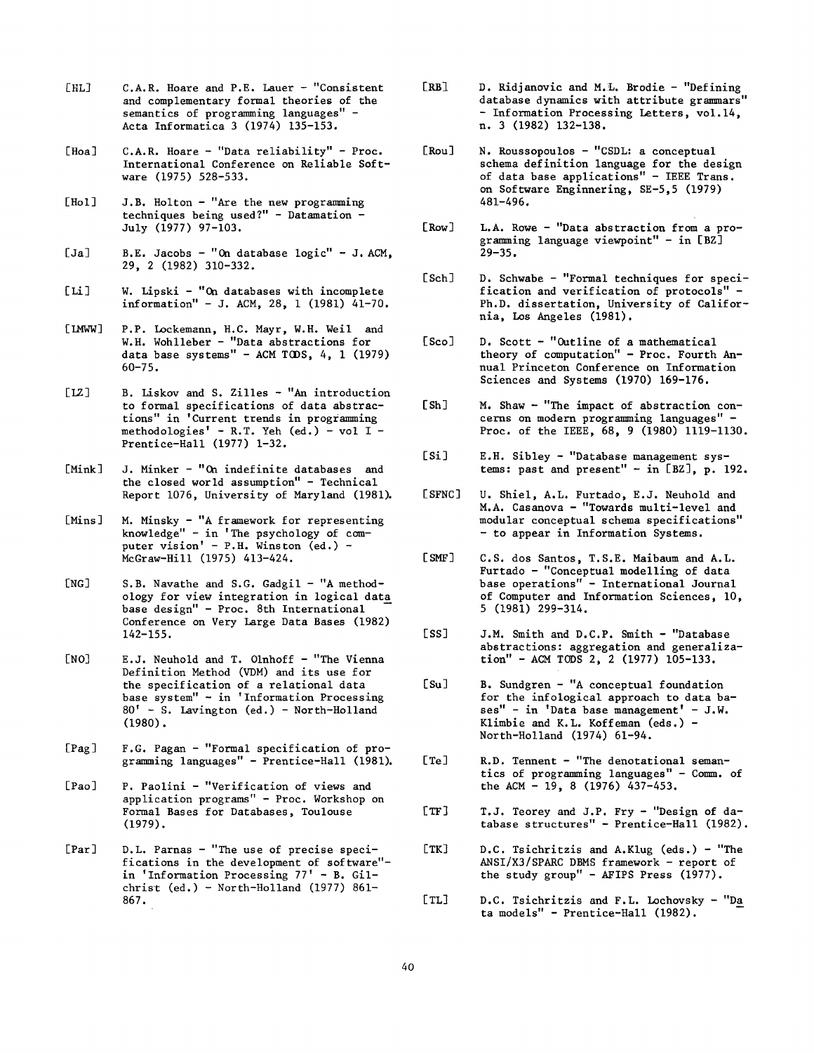[HL] C.A.R. Hoare and P.E. Lauer - "Consistent and complementary formal theories of the semantics of programming languages" - Acta Informatica 3 (1974) 135-153.

[Hoa] C.A.R. Hoare - "Data reliability" - Proc. International Conference on Reliable Software (1975) 528-533.

[Hol] J.B. Holton - "Are the new programming techniques being used?" - Datamation - July (1977) 97-103.

[Ja] B.E. Jacobs - "On database logic" - J. ACM, 29, 2 (1982) 310-332.

[Li] W. Lipski - "On databases with incomplete information" - J. ACM, 28, 1 (1981) 41-70.

[LMWW] P.P. Lockemann, H.C. Mayr, W.H. Weil and W.H. Wohlleber - "Data abstractions for data base systems" - ACM TODS, 4, 1 (1979) 60-75.

[LZ] B. Liskov and S. Zilles - "An introduction to formal specifications of data abstractions" in 'Current trends in programming methodologies' - R.T. Yeh (ed.) - vol I - Prentice-Hall (1977) 1-32.

[Mink] J. Minker - "On indefinite databases and the closed world assumption" - Technical Report 1076, University of Maryland (1981).

[Mins] M. Minsky - "A framework for representing knowledge" - in 'The psychology of computer vision' - P.H. Winston (ed.) - McGraw-Hill (1975) 413-424.

[NG] S.B. Navathe and S.G. Gadgil - "A methodology for view integration in logical data base design" - Proc. 8th International Conference on Very Large Data Bases (1982) 142-155.

[NO] E.J. Neuhold and T. Olnhoff - "The Vienna Definition Method (VDM) and its use for the specification of a relational data base system" - in 'Information Processing 80' - S. Lavington (ed.) - North-Holland (1980).

[Pag] F.G. Pagan - "Formal specification of programming languages" - Prentice-Hall (1981).

[Pao] P. Paolini - "Verification of views and application programs" - Proc. Workshop on Formal Bases for Databases, Toulouse (1979).

[Par] D.L. Parnas - "The use of precise specifications in the development of software" - in 'Information Processing 77' - B. Gilchrist (ed.) - North-Holland (1977) 861-867.

[RB] D. Ridjanovic and M.L. Brodie - "Defining database dynamics with attribute grammars" - Information Processing Letters, vol.14, n. 3 (1982) 132-138.

[Rou] N. Roussopoulos - "CSDL: a conceptual schema definition language for the design of data base applications" - IEEE Trans. on Software Enginnering, SE-5,5 (1979) 481-496.

[Row] L.A. Rowe - "Data abstraction from a programming language viewpoint" - in [BZ] 29-35.

[Sch] D. Schwabe - "Formal techniques for specification and verification of protocols" - Ph.D. dissertation, University of California, Los Angeles (1981).

[Sco] D. Scott - "Outline of a mathematical theory of computation" - Proc. Fourth Annual Princeton Conference on Information Sciences and Systems (1970) 169-176.

[Sh] M. Shaw - "The impact of abstraction concerns on modern programming languages" - Proc. of the IEEE, 68, 9 (1980) 1119-1130.

[Si] E.H. Sibley - "Database management systems: past and present" - in [BZ], p. 192.

[SFNC] U. Shiel, A.L. Furtado, E.J. Neuhold and M.A. Casanova - "Towards multi-level and modular conceptual schema specifications" - to appear in Information Systems.

[SMF] C.S. dos Santos, T.S.E. Maibaum and A.L. Furtado - "Conceptual modelling of data base operations" - International Journal of Computer and Information Sciences, 10, 5 (1981) 299-314.

[SS] J.M. Smith and D.C.P. Smith - "Database abstractions: aggregation and generalization" - ACM TODS 2, 2 (1977) 105-133.

[Su] B. Sundgren - "A conceptual foundation for the infological approach to data bases" - in 'Data base management' - J.W. Klimbie and K.L. Koffeman (eds.) - North-Holland (1974) 61-94.

[Te] R.D. Tennent - "The denotational semantics of programming languages" - Comm. of the ACM - 19, 8 (1976) 437-453.

[TF] T.J. Teorey and J.P. Fry - "Design of database structures" - Prentice-Hall (1982).

[TK] D.C. Tsichritzis and A.Klug (eds.) - "The ANSI/X3/SPARC DBMS framework - report of the study group" - AFIPS Press (1977).

[TL] D.C. Tsichritzis and F.L. Lochovsky - "Data models" - Prentice-Hall (1982).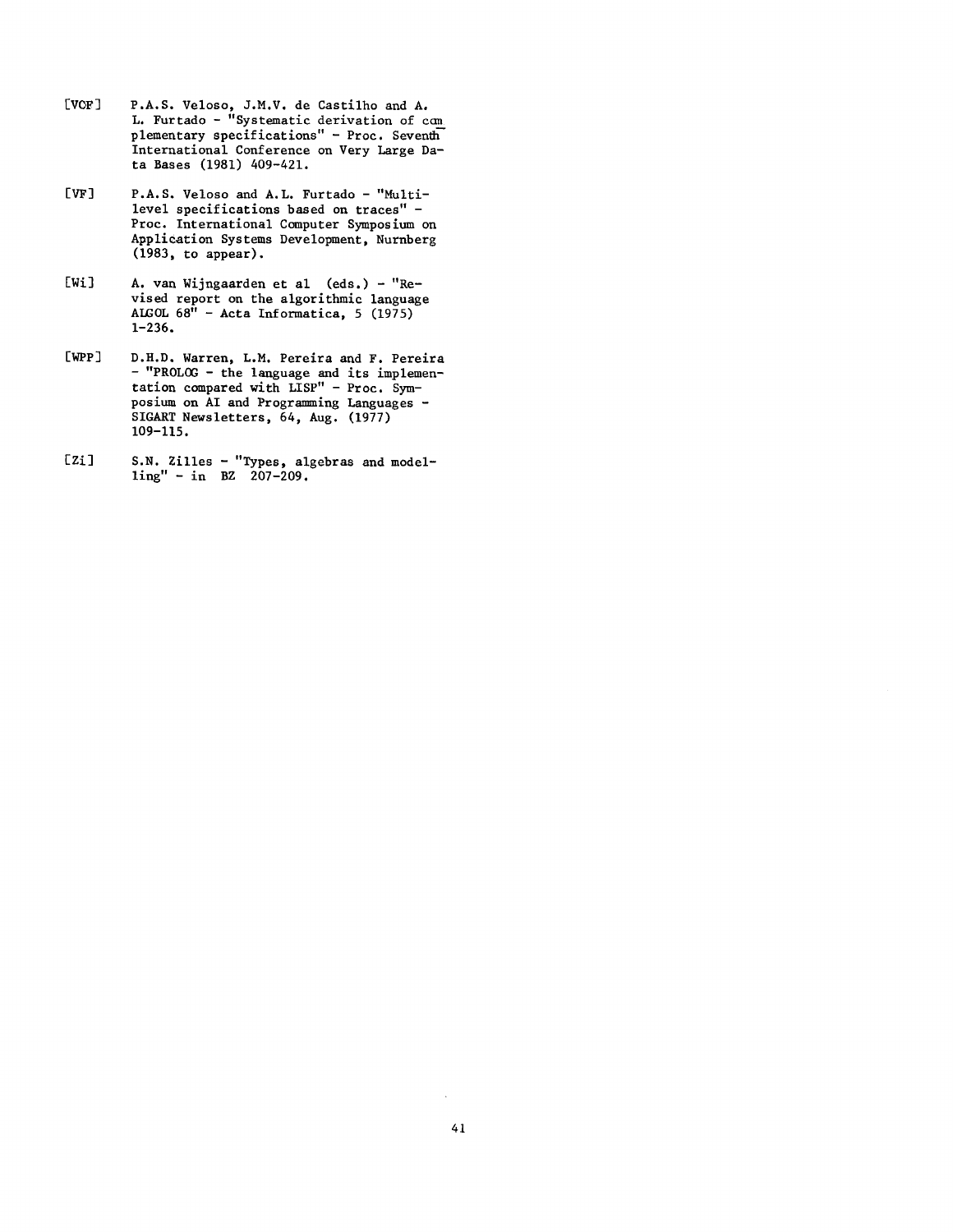[VCF] P.A.S. Veloso, J.M.V. de Castilho and A. L. Furtado - "Systematic derivation of complementary specifications" - Proc. Seventh International Conference on Very Large Data Bases (1981) 409-421.

[VF] P.A.S. Veloso and A.L. Furtado - "Multi-level specifications based on traces" - Proc. International Computer Symposium on Application Systems Development, Nurnberg (1983, to appear).

[Wi] A. van Wijngaarden et al (eds.) - "Revised report on the algorithmic language ALGOL 68" - Acta Informatica, 5 (1975) 1-236.

[WPP] D.H.D. Warren, L.M. Pereira and F. Pereira - "PROLOG - the language and its implementation compared with LISP" - Proc. Symposium on AI and Programming Languages - SIGART Newsletters, 64, Aug. (1977) 109-115.

[Zi] S.N. Zilles - "Types, algebras and modelling" - in BZ 207-209.